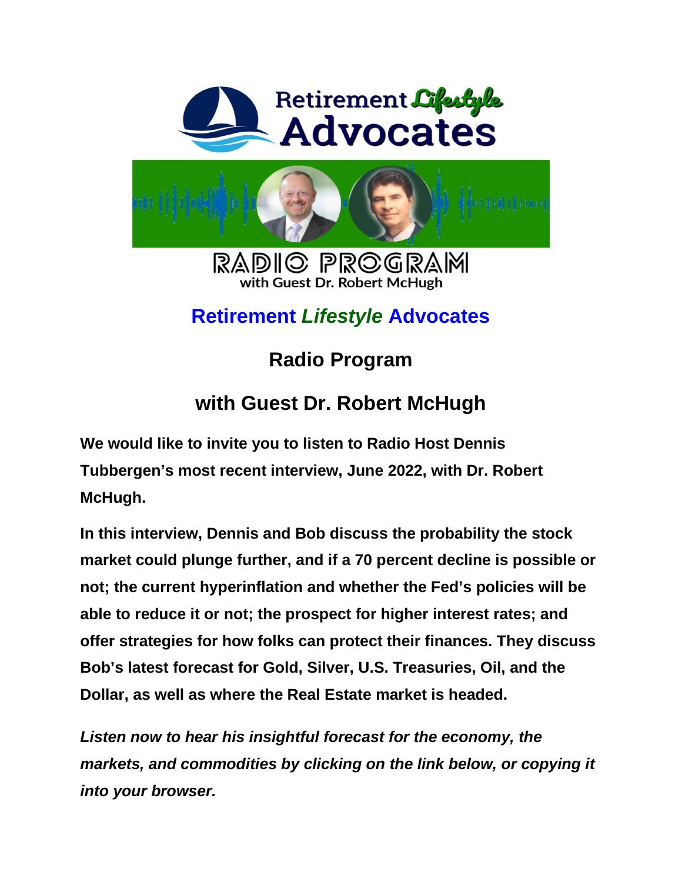Retirement *Lifestyle* Advocates

RADIO PROGRAM
with Guest Dr. Robert McHugh

# Retirement *Lifestyle* Advocates

## Radio Program

## with Guest Dr. Robert McHugh

**We would like to invite you to listen to Radio Host Dennis Tubbergen's most recent interview, June 2022, with Dr. Robert McHugh.**

**In this interview, Dennis and Bob discuss the probability the stock market could plunge further, and if a 70 percent decline is possible or not; the current hyperinflation and whether the Fed's policies will be able to reduce it or not; the prospect for higher interest rates; and offer strategies for how folks can protect their finances. They discuss Bob's latest forecast for Gold, Silver, U.S. Treasuries, Oil, and the Dollar, as well as where the Real Estate market is headed.**

***Listen now to hear his insightful forecast for the economy, the markets, and commodities by clicking on the link below, or copying it into your browser.***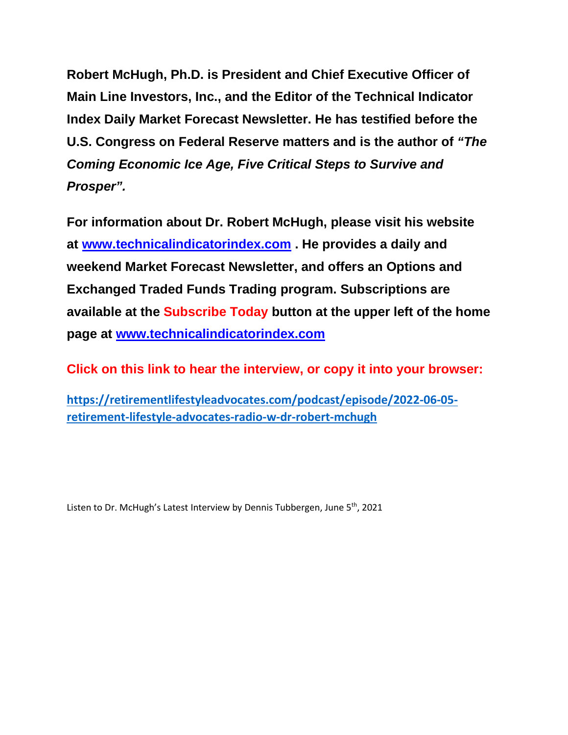**Robert McHugh, Ph.D. is President and Chief Executive Officer of Main Line Investors, Inc., and the Editor of the Technical Indicator Index Daily Market Forecast Newsletter. He has testified before the U.S. Congress on Federal Reserve matters and is the author of *"The Coming Economic Ice Age, Five Critical Steps to Survive and Prosper".***

**For information about Dr. Robert McHugh, please visit his website at [www.technicalindicatorindex.com](www.technicalindicatorindex.com) . He provides a daily and weekend Market Forecast Newsletter, and offers an Options and Exchanged Traded Funds Trading program. Subscriptions are available at the Subscribe Today button at the upper left of the home page at [www.technicalindicatorindex.com](www.technicalindicatorindex.com)**

**Click on this link to hear the interview, or copy it into your browser:**

[https://retirementlifestyleadvocates.com/podcast/episode/2022-06-05-retirement-lifestyle-advocates-radio-w-dr-robert-mchugh](https://retirementlifestyleadvocates.com/podcast/episode/2022-06-05-retirement-lifestyle-advocates-radio-w-dr-robert-mchugh)

Listen to Dr. McHugh's Latest Interview by Dennis Tubbergen, June 5th, 2021